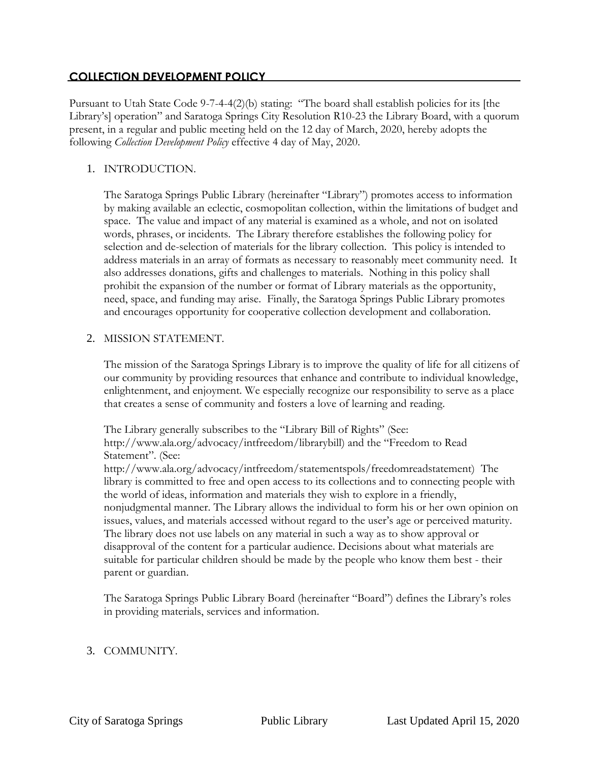## COLLECTION DEVELOPMENT POLICY

Pursuant to Utah State Code 9-7-4-4(2)(b) stating: "The board shall establish policies for its [the Library's] operation" and Saratoga Springs City Resolution R10-23 the Library Board, with a quorum present, in a regular and public meeting held on the 12 day of March, 2020, hereby adopts the following *Collection Development Policy* effective 4 day of May, 2020.

1. INTRODUCTION.

   The Saratoga Springs Public Library (hereinafter "Library") promotes access to information by making available an eclectic, cosmopolitan collection, within the limitations of budget and space. The value and impact of any material is examined as a whole, and not on isolated words, phrases, or incidents. The Library therefore establishes the following policy for selection and de-selection of materials for the library collection. This policy is intended to address materials in an array of formats as necessary to reasonably meet community need. It also addresses donations, gifts and challenges to materials. Nothing in this policy shall prohibit the expansion of the number or format of Library materials as the opportunity, need, space, and funding may arise. Finally, the Saratoga Springs Public Library promotes and encourages opportunity for cooperative collection development and collaboration.

2. MISSION STATEMENT.

   The mission of the Saratoga Springs Library is to improve the quality of life for all citizens of our community by providing resources that enhance and contribute to individual knowledge, enlightenment, and enjoyment. We especially recognize our responsibility to serve as a place that creates a sense of community and fosters a love of learning and reading.

   The Library generally subscribes to the "Library Bill of Rights" (See: http://www.ala.org/advocacy/intfreedom/librarybill) and the "Freedom to Read Statement". (See: http://www.ala.org/advocacy/intfreedom/statementspols/freedomreadstatement) The library is committed to free and open access to its collections and to connecting people with the world of ideas, information and materials they wish to explore in a friendly, nonjudgmental manner. The Library allows the individual to form his or her own opinion on issues, values, and materials accessed without regard to the user's age or perceived maturity. The library does not use labels on any material in such a way as to show approval or disapproval of the content for a particular audience. Decisions about what materials are suitable for particular children should be made by the people who know them best - their parent or guardian.

   The Saratoga Springs Public Library Board (hereinafter "Board") defines the Library's roles in providing materials, services and information.

3. COMMUNITY.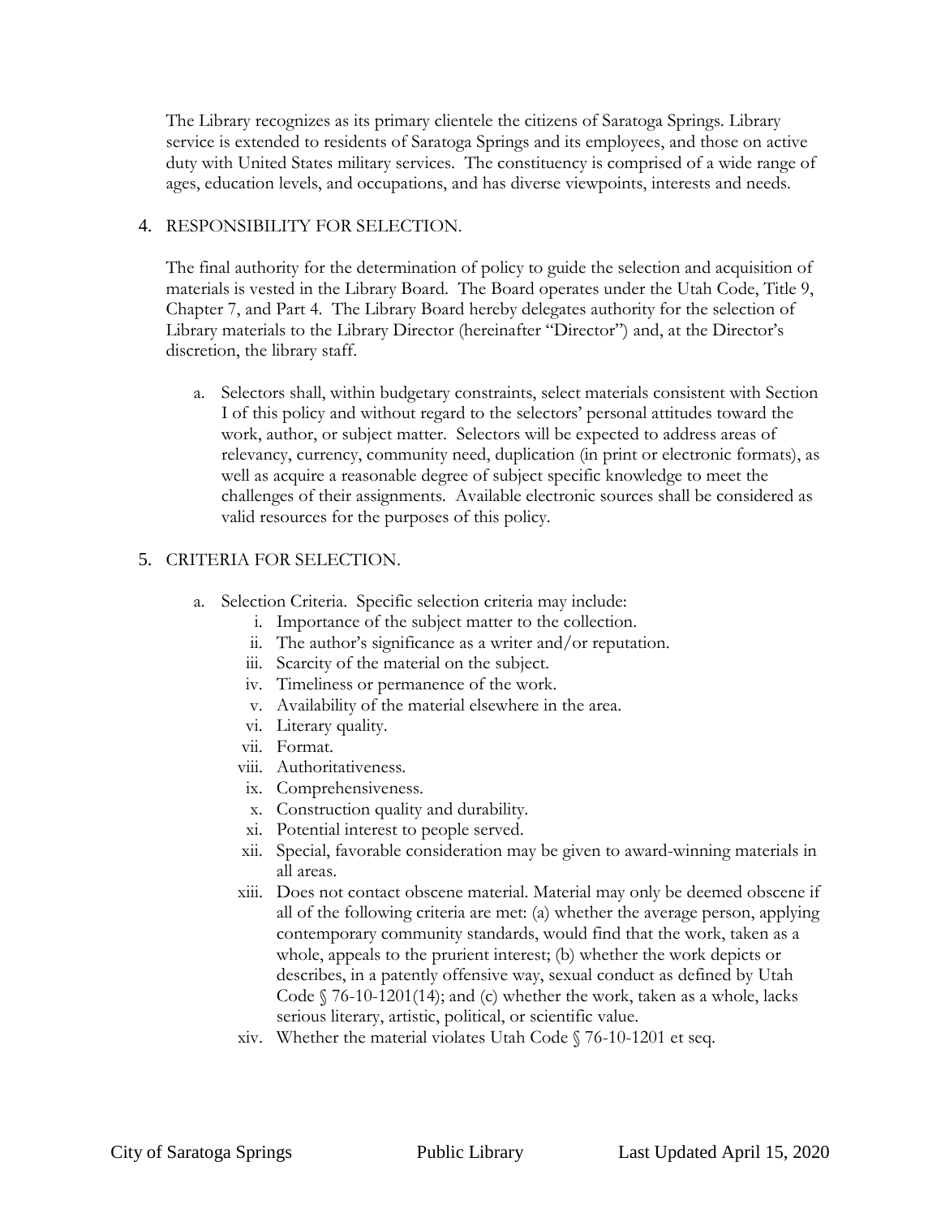The Library recognizes as its primary clientele the citizens of Saratoga Springs. Library service is extended to residents of Saratoga Springs and its employees, and those on active duty with United States military services. The constituency is comprised of a wide range of ages, education levels, and occupations, and has diverse viewpoints, interests and needs.

4. RESPONSIBILITY FOR SELECTION.

The final authority for the determination of policy to guide the selection and acquisition of materials is vested in the Library Board. The Board operates under the Utah Code, Title 9, Chapter 7, and Part 4. The Library Board hereby delegates authority for the selection of Library materials to the Library Director (hereinafter "Director") and, at the Director's discretion, the library staff.

a. Selectors shall, within budgetary constraints, select materials consistent with Section I of this policy and without regard to the selectors' personal attitudes toward the work, author, or subject matter. Selectors will be expected to address areas of relevancy, currency, community need, duplication (in print or electronic formats), as well as acquire a reasonable degree of subject specific knowledge to meet the challenges of their assignments. Available electronic sources shall be considered as valid resources for the purposes of this policy.

5. CRITERIA FOR SELECTION.

a. Selection Criteria. Specific selection criteria may include:
   i. Importance of the subject matter to the collection.
   ii. The author's significance as a writer and/or reputation.
   iii. Scarcity of the material on the subject.
   iv. Timeliness or permanence of the work.
   v. Availability of the material elsewhere in the area.
   vi. Literary quality.
   vii. Format.
   viii. Authoritativeness.
   ix. Comprehensiveness.
   x. Construction quality and durability.
   xi. Potential interest to people served.
   xii. Special, favorable consideration may be given to award-winning materials in all areas.
   xiii. Does not contact obscene material. Material may only be deemed obscene if all of the following criteria are met: (a) whether the average person, applying contemporary community standards, would find that the work, taken as a whole, appeals to the prurient interest; (b) whether the work depicts or describes, in a patently offensive way, sexual conduct as defined by Utah Code § 76-10-1201(14); and (c) whether the work, taken as a whole, lacks serious literary, artistic, political, or scientific value.
   xiv. Whether the material violates Utah Code § 76-10-1201 et seq.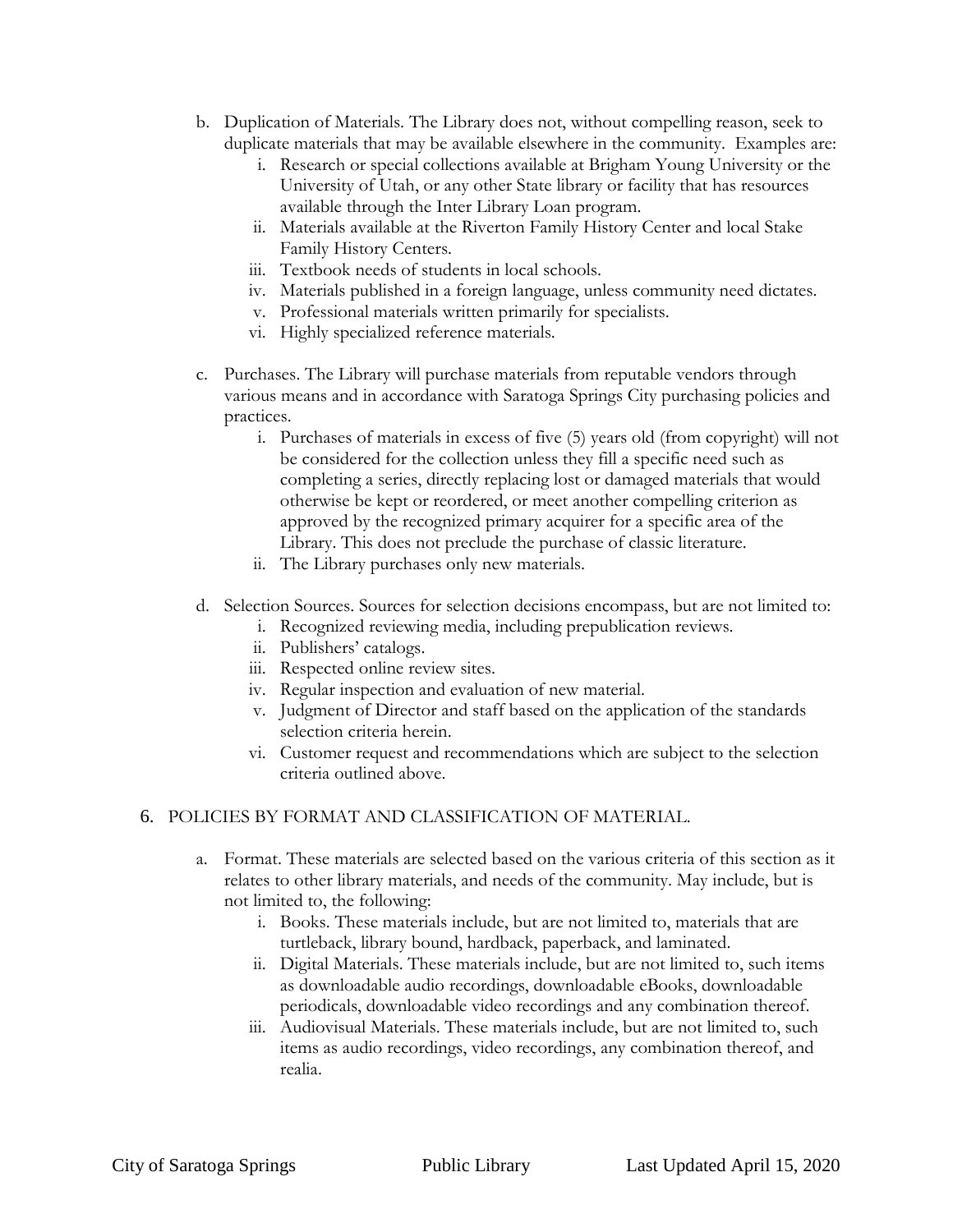b. Duplication of Materials. The Library does not, without compelling reason, seek to duplicate materials that may be available elsewhere in the community. Examples are:
    i. Research or special collections available at Brigham Young University or the University of Utah, or any other State library or facility that has resources available through the Inter Library Loan program.
    ii. Materials available at the Riverton Family History Center and local Stake Family History Centers.
    iii. Textbook needs of students in local schools.
    iv. Materials published in a foreign language, unless community need dictates.
    v. Professional materials written primarily for specialists.
    vi. Highly specialized reference materials.

c. Purchases. The Library will purchase materials from reputable vendors through various means and in accordance with Saratoga Springs City purchasing policies and practices.
    i. Purchases of materials in excess of five (5) years old (from copyright) will not be considered for the collection unless they fill a specific need such as completing a series, directly replacing lost or damaged materials that would otherwise be kept or reordered, or meet another compelling criterion as approved by the recognized primary acquirer for a specific area of the Library. This does not preclude the purchase of classic literature.
    ii. The Library purchases only new materials.

d. Selection Sources. Sources for selection decisions encompass, but are not limited to:
    i. Recognized reviewing media, including prepublication reviews.
    ii. Publishers' catalogs.
    iii. Respected online review sites.
    iv. Regular inspection and evaluation of new material.
    v. Judgment of Director and staff based on the application of the standards selection criteria herein.
    vi. Customer request and recommendations which are subject to the selection criteria outlined above.

## 6. POLICIES BY FORMAT AND CLASSIFICATION OF MATERIAL.

a. Format. These materials are selected based on the various criteria of this section as it relates to other library materials, and needs of the community. May include, but is not limited to, the following:
    i. Books. These materials include, but are not limited to, materials that are turtleback, library bound, hardback, paperback, and laminated.
    ii. Digital Materials. These materials include, but are not limited to, such items as downloadable audio recordings, downloadable eBooks, downloadable periodicals, downloadable video recordings and any combination thereof.
    iii. Audiovisual Materials. These materials include, but are not limited to, such items as audio recordings, video recordings, any combination thereof, and realia.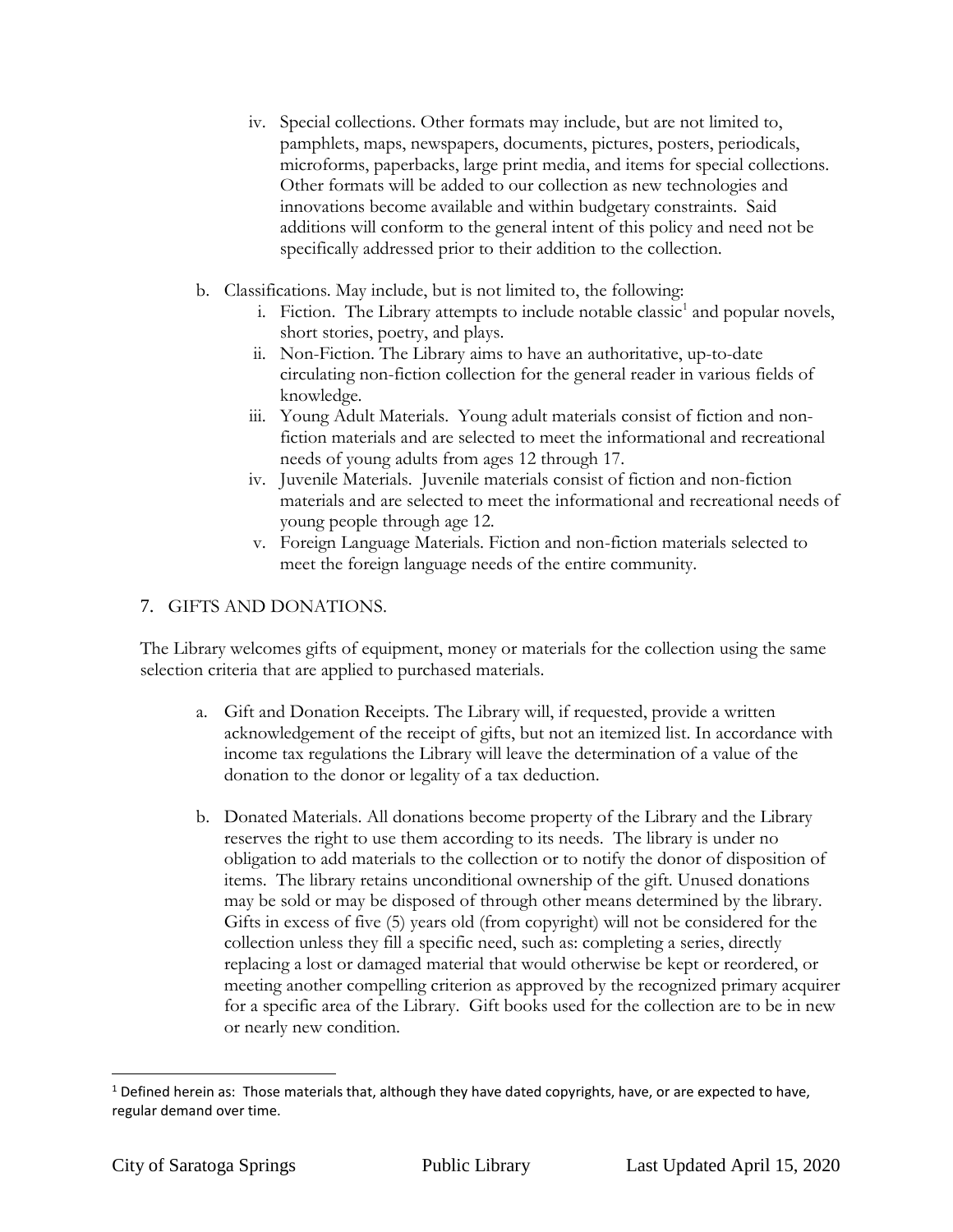iv. Special collections. Other formats may include, but are not limited to, pamphlets, maps, newspapers, documents, pictures, posters, periodicals, microforms, paperbacks, large print media, and items for special collections. Other formats will be added to our collection as new technologies and innovations become available and within budgetary constraints. Said additions will conform to the general intent of this policy and need not be specifically addressed prior to their addition to the collection.

b. Classifications. May include, but is not limited to, the following:

   i. Fiction. The Library attempts to include notable classic[1] and popular novels, short stories, poetry, and plays.

   ii. Non-Fiction. The Library aims to have an authoritative, up-to-date circulating non-fiction collection for the general reader in various fields of knowledge.

   iii. Young Adult Materials. Young adult materials consist of fiction and non-fiction materials and are selected to meet the informational and recreational needs of young adults from ages 12 through 17.

   iv. Juvenile Materials. Juvenile materials consist of fiction and non-fiction materials and are selected to meet the informational and recreational needs of young people through age 12.

   v. Foreign Language Materials. Fiction and non-fiction materials selected to meet the foreign language needs of the entire community.

## 7. GIFTS AND DONATIONS.

The Library welcomes gifts of equipment, money or materials for the collection using the same selection criteria that are applied to purchased materials.

a. Gift and Donation Receipts. The Library will, if requested, provide a written acknowledgement of the receipt of gifts, but not an itemized list. In accordance with income tax regulations the Library will leave the determination of a value of the donation to the donor or legality of a tax deduction.

b. Donated Materials. All donations become property of the Library and the Library reserves the right to use them according to its needs. The library is under no obligation to add materials to the collection or to notify the donor of disposition of items. The library retains unconditional ownership of the gift. Unused donations may be sold or may be disposed of through other means determined by the library. Gifts in excess of five (5) years old (from copyright) will not be considered for the collection unless they fill a specific need, such as: completing a series, directly replacing a lost or damaged material that would otherwise be kept or reordered, or meeting another compelling criterion as approved by the recognized primary acquirer for a specific area of the Library. Gift books used for the collection are to be in new or nearly new condition.

---

[1] Defined herein as: Those materials that, although they have dated copyrights, have, or are expected to have, regular demand over time.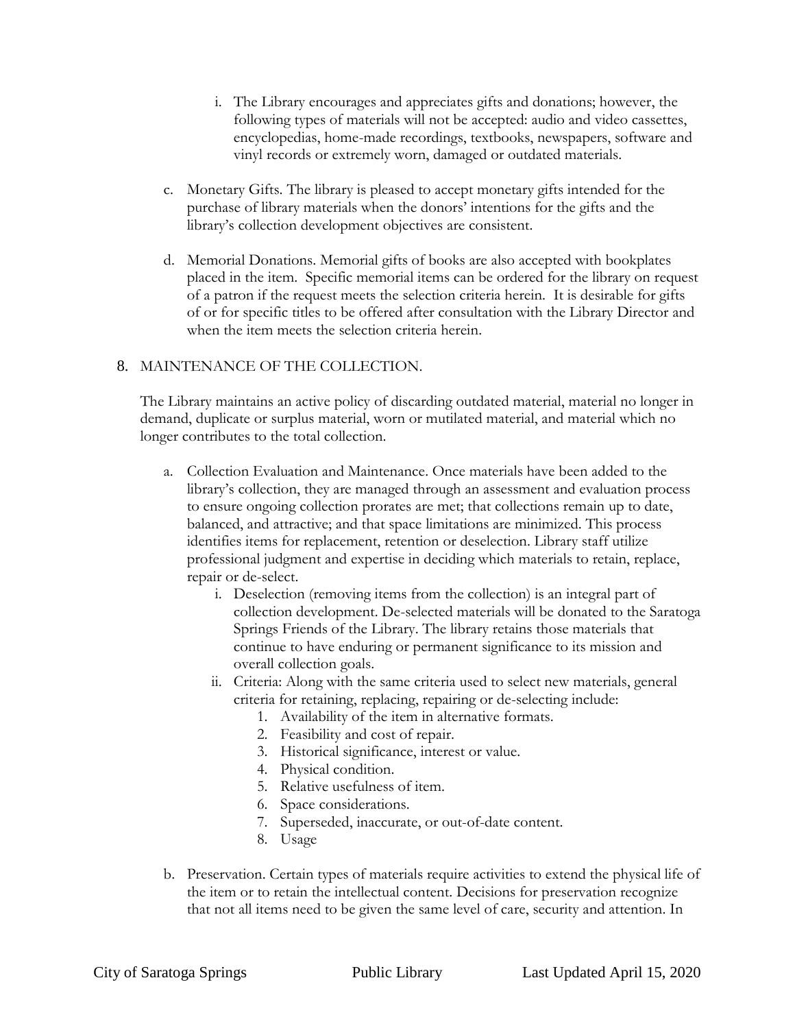i. The Library encourages and appreciates gifts and donations; however, the following types of materials will not be accepted: audio and video cassettes, encyclopedias, home-made recordings, textbooks, newspapers, software and vinyl records or extremely worn, damaged or outdated materials.

c. Monetary Gifts. The library is pleased to accept monetary gifts intended for the purchase of library materials when the donors' intentions for the gifts and the library's collection development objectives are consistent.

d. Memorial Donations. Memorial gifts of books are also accepted with bookplates placed in the item. Specific memorial items can be ordered for the library on request of a patron if the request meets the selection criteria herein. It is desirable for gifts of or for specific titles to be offered after consultation with the Library Director and when the item meets the selection criteria herein.

8. MAINTENANCE OF THE COLLECTION.

The Library maintains an active policy of discarding outdated material, material no longer in demand, duplicate or surplus material, worn or mutilated material, and material which no longer contributes to the total collection.

a. Collection Evaluation and Maintenance. Once materials have been added to the library's collection, they are managed through an assessment and evaluation process to ensure ongoing collection prorates are met; that collections remain up to date, balanced, and attractive; and that space limitations are minimized. This process identifies items for replacement, retention or deselection. Library staff utilize professional judgment and expertise in deciding which materials to retain, replace, repair or de-select.
   i. Deselection (removing items from the collection) is an integral part of collection development. De-selected materials will be donated to the Saratoga Springs Friends of the Library. The library retains those materials that continue to have enduring or permanent significance to its mission and overall collection goals.
   ii. Criteria: Along with the same criteria used to select new materials, general criteria for retaining, replacing, repairing or de-selecting include:
      1. Availability of the item in alternative formats.
      2. Feasibility and cost of repair.
      3. Historical significance, interest or value.
      4. Physical condition.
      5. Relative usefulness of item.
      6. Space considerations.
      7. Superseded, inaccurate, or out-of-date content.
      8. Usage

b. Preservation. Certain types of materials require activities to extend the physical life of the item or to retain the intellectual content. Decisions for preservation recognize that not all items need to be given the same level of care, security and attention. In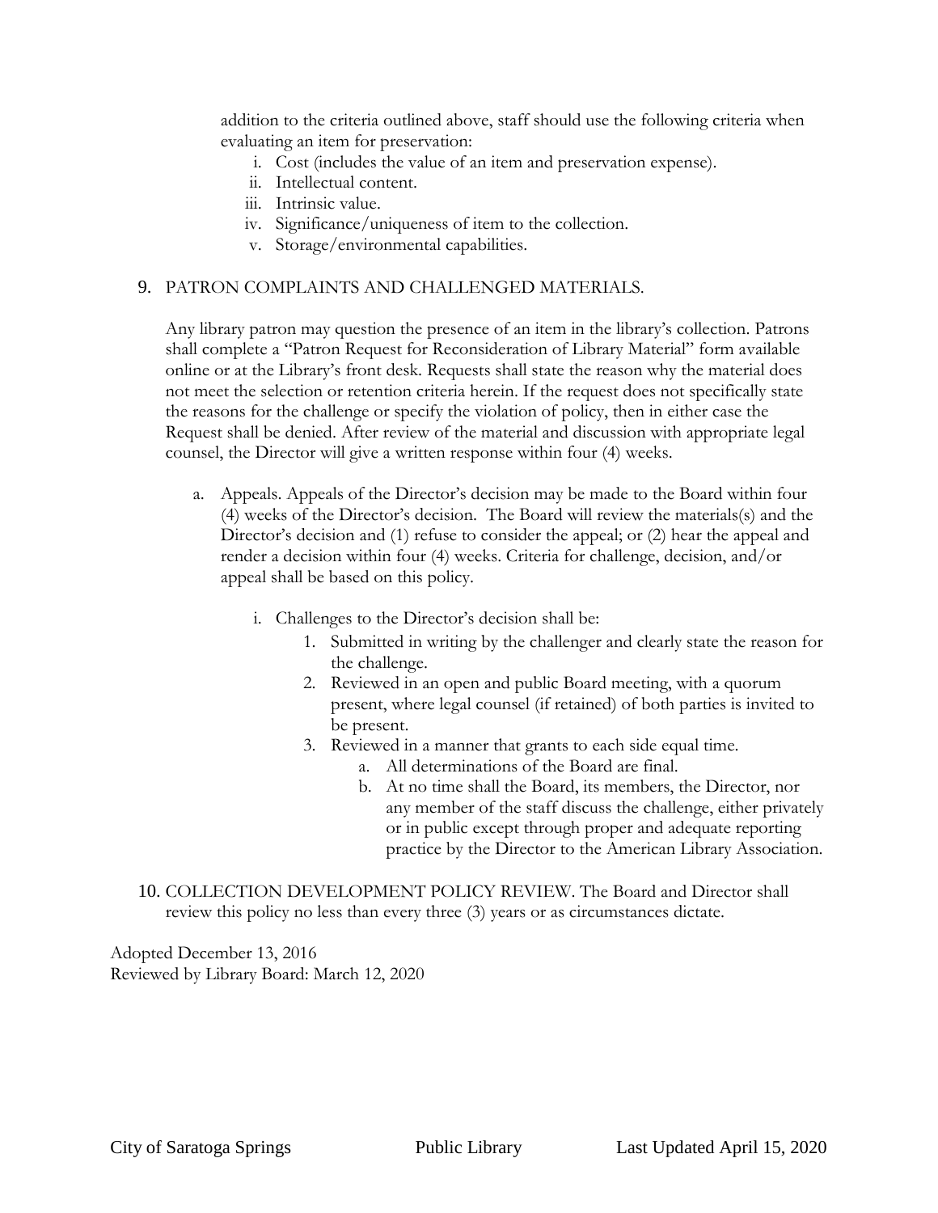addition to the criteria outlined above, staff should use the following criteria when evaluating an item for preservation:

i. Cost (includes the value of an item and preservation expense).
ii. Intellectual content.
iii. Intrinsic value.
iv. Significance/uniqueness of item to the collection.
v. Storage/environmental capabilities.

9. PATRON COMPLAINTS AND CHALLENGED MATERIALS.

Any library patron may question the presence of an item in the library's collection. Patrons shall complete a "Patron Request for Reconsideration of Library Material" form available online or at the Library's front desk. Requests shall state the reason why the material does not meet the selection or retention criteria herein. If the request does not specifically state the reasons for the challenge or specify the violation of policy, then in either case the Request shall be denied. After review of the material and discussion with appropriate legal counsel, the Director will give a written response within four (4) weeks.

a. Appeals. Appeals of the Director's decision may be made to the Board within four (4) weeks of the Director's decision. The Board will review the materials(s) and the Director's decision and (1) refuse to consider the appeal; or (2) hear the appeal and render a decision within four (4) weeks. Criteria for challenge, decision, and/or appeal shall be based on this policy.

   i. Challenges to the Director's decision shall be:
      1. Submitted in writing by the challenger and clearly state the reason for the challenge.
      2. Reviewed in an open and public Board meeting, with a quorum present, where legal counsel (if retained) of both parties is invited to be present.
      3. Reviewed in a manner that grants to each side equal time.
         a. All determinations of the Board are final.
         b. At no time shall the Board, its members, the Director, nor any member of the staff discuss the challenge, either privately or in public except through proper and adequate reporting practice by the Director to the American Library Association.

10. COLLECTION DEVELOPMENT POLICY REVIEW. The Board and Director shall review this policy no less than every three (3) years or as circumstances dictate.

Adopted December 13, 2016
Reviewed by Library Board: March 12, 2020